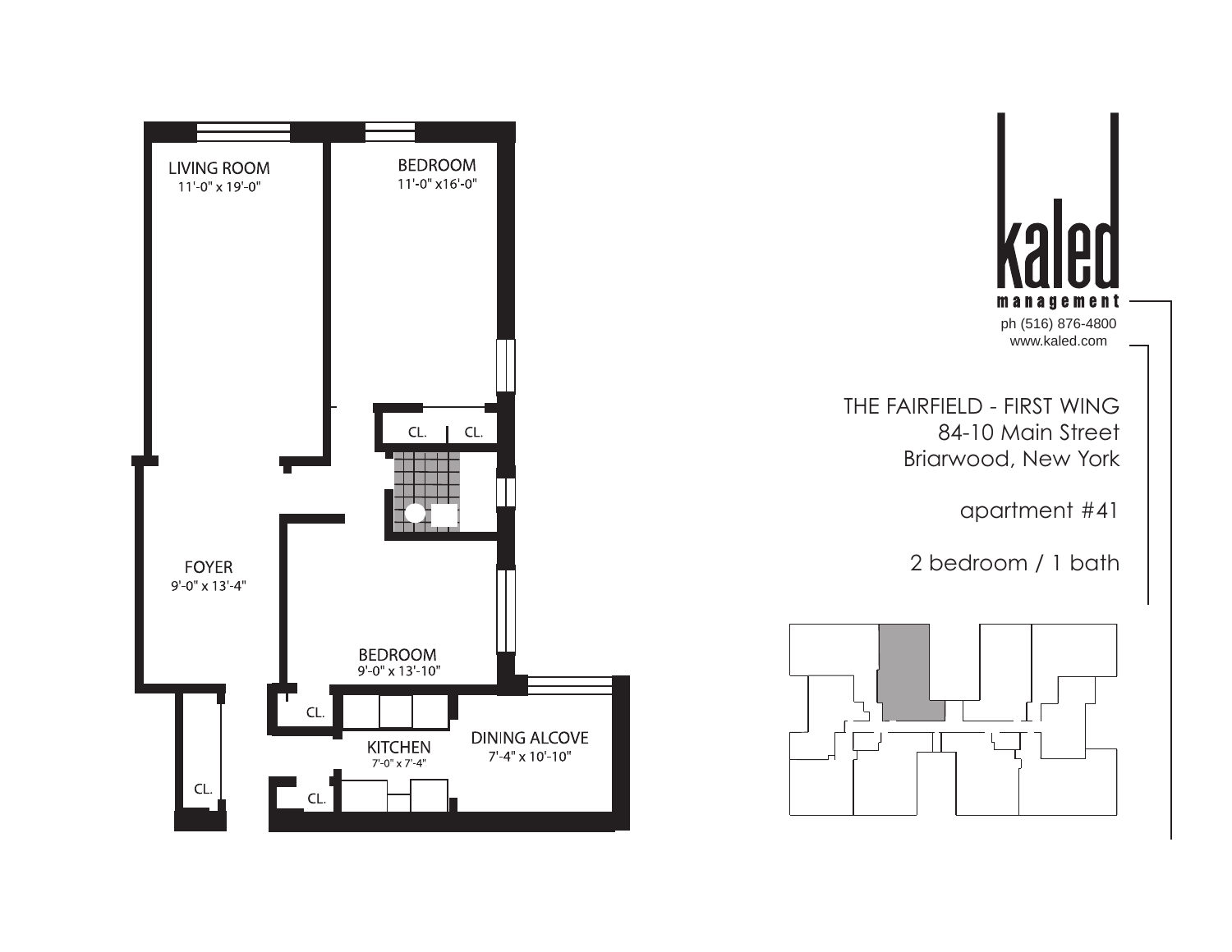LIVING ROOM
11'-0" x 19'-0"

BEDROOM
11'-0" x16'-0"

CL. CL.

FOYER
9'-0" x 13'-4"

BEDROOM
9'-0" x 13'-10"

CL.

KITCHEN
7'-0" x 7'-4"

DINING ALCOVE
7'-4" x 10'-10"

CL.

CL.

kaled
management
ph (516) 876-4800
www.kaled.com

THE FAIRFIELD - FIRST WING
84-10 Main Street
Briarwood, New York

apartment #41

2 bedroom / 1 bath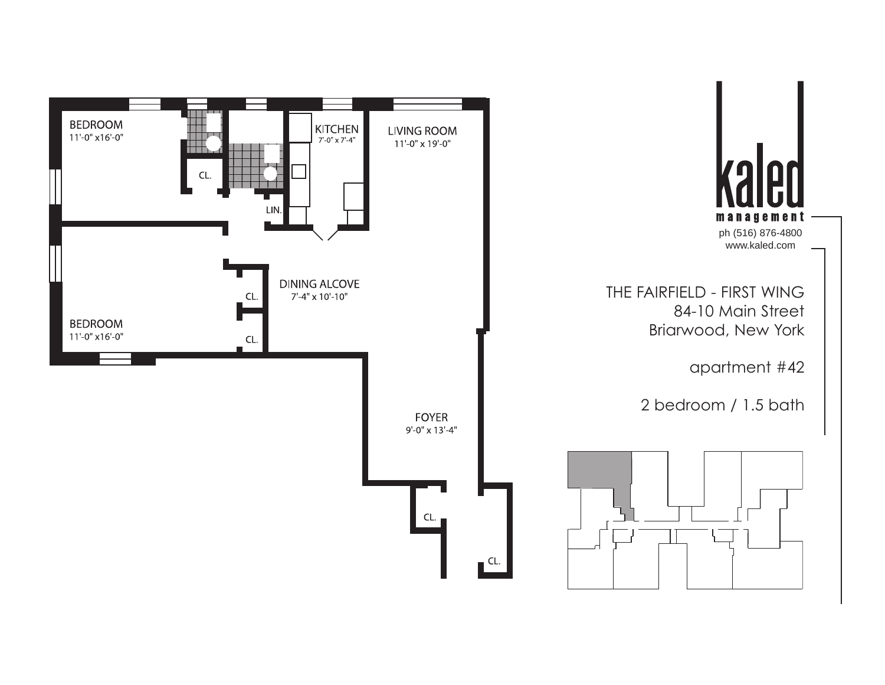BEDROOM
11'-0" x16'-0"

CL.

KITCHEN
7'-0" x 7'-4"

LIVING ROOM
11'-0" x 19'-0"

LIN.

DINING ALCOVE
7'-4" x 10'-10"

CL.

BEDROOM
11'-0" x16'-0"

CL.

FOYER
9'-0" x 13'-4"

CL.

CL.

kaled
management
ph (516) 876-4800
www.kaled.com

THE FAIRFIELD - FIRST WING
84-10 Main Street
Briarwood, New York

apartment #42

2 bedroom / 1.5 bath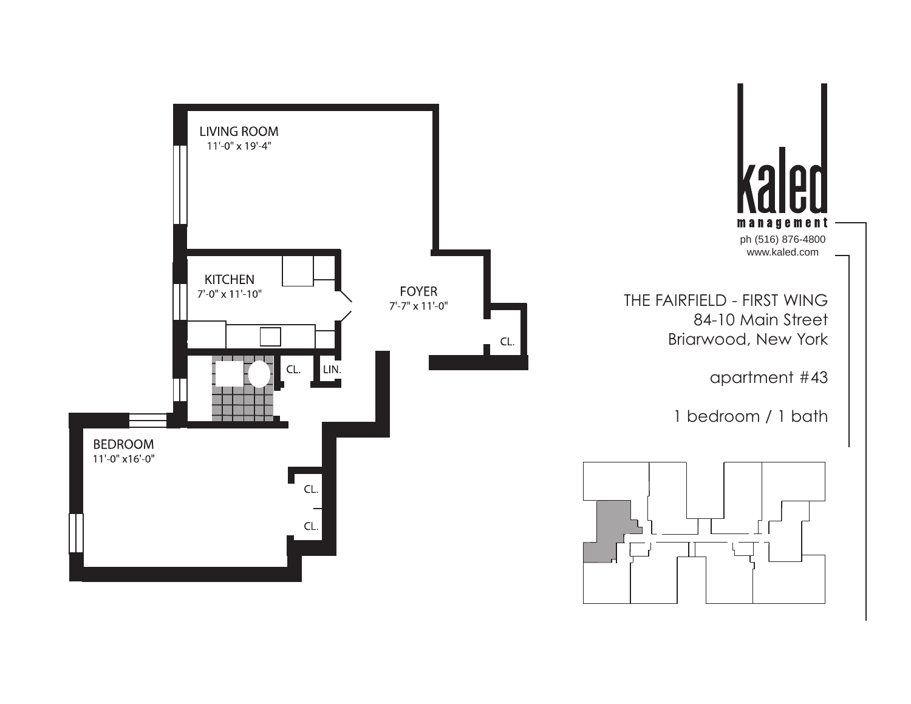LIVING ROOM
11'-0" x 19'-4"

KITCHEN
7'-0" x 11'-10"

FOYER
7'-7" x 11'-0"

CL.

CL.

LIN.

BEDROOM
11'-0" x16'-0"

CL.

CL.

kaled
management
ph (516) 876-4800
www.kaled.com

THE FAIRFIELD - FIRST WING
84-10 Main Street
Briarwood, New York

apartment #43

1 bedroom / 1 bath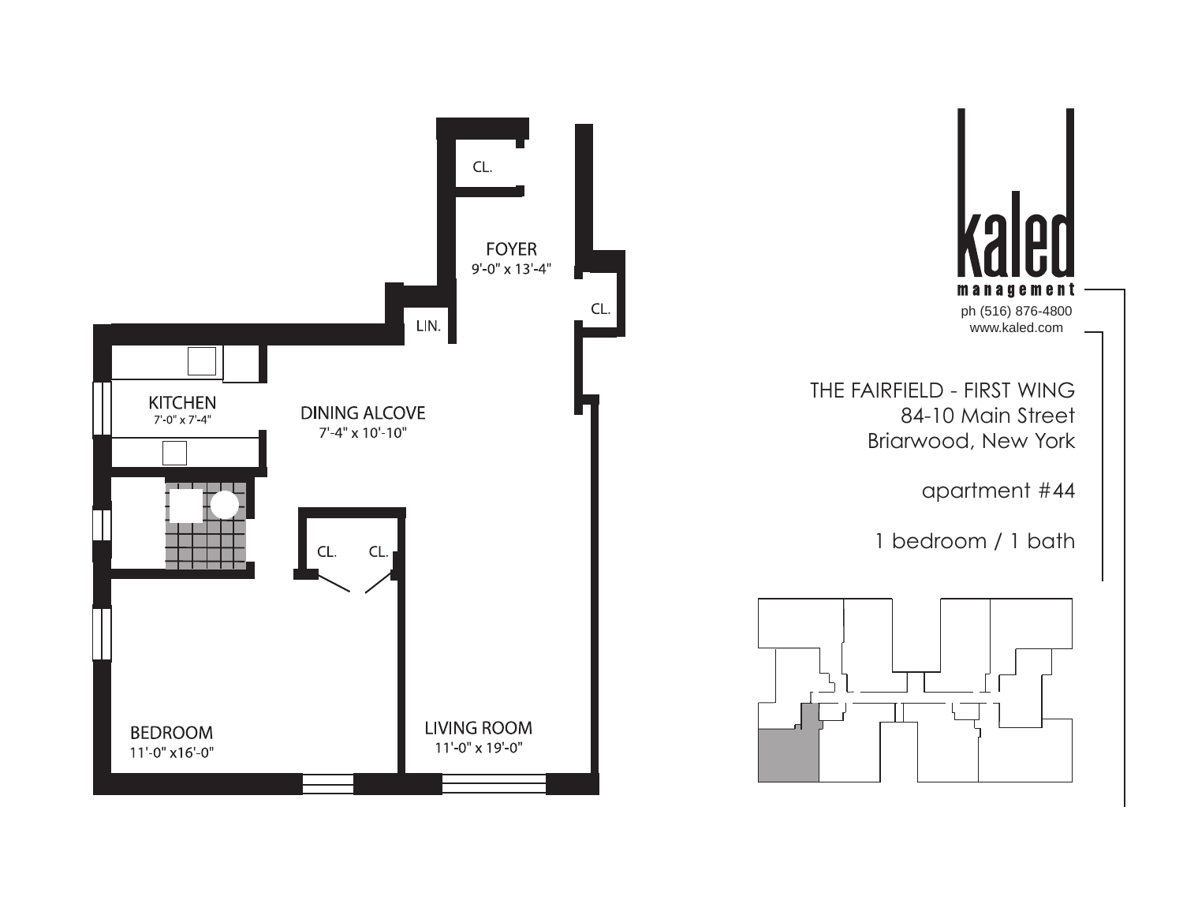CL.

FOYER
9'-0" x 13'-4"

CL.

LIN.

KITCHEN
7'-0" x 7'-4"

DINING ALCOVE
7'-4" x 10'-10"

CL. CL.

BEDROOM
11'-0" x16'-0"

LIVING ROOM
11'-0" x 19'-0"

kaled
management
ph (516) 876-4800
www.kaled.com

THE FAIRFIELD - FIRST WING
84-10 Main Street
Briarwood, New York

apartment #44

1 bedroom / 1 bath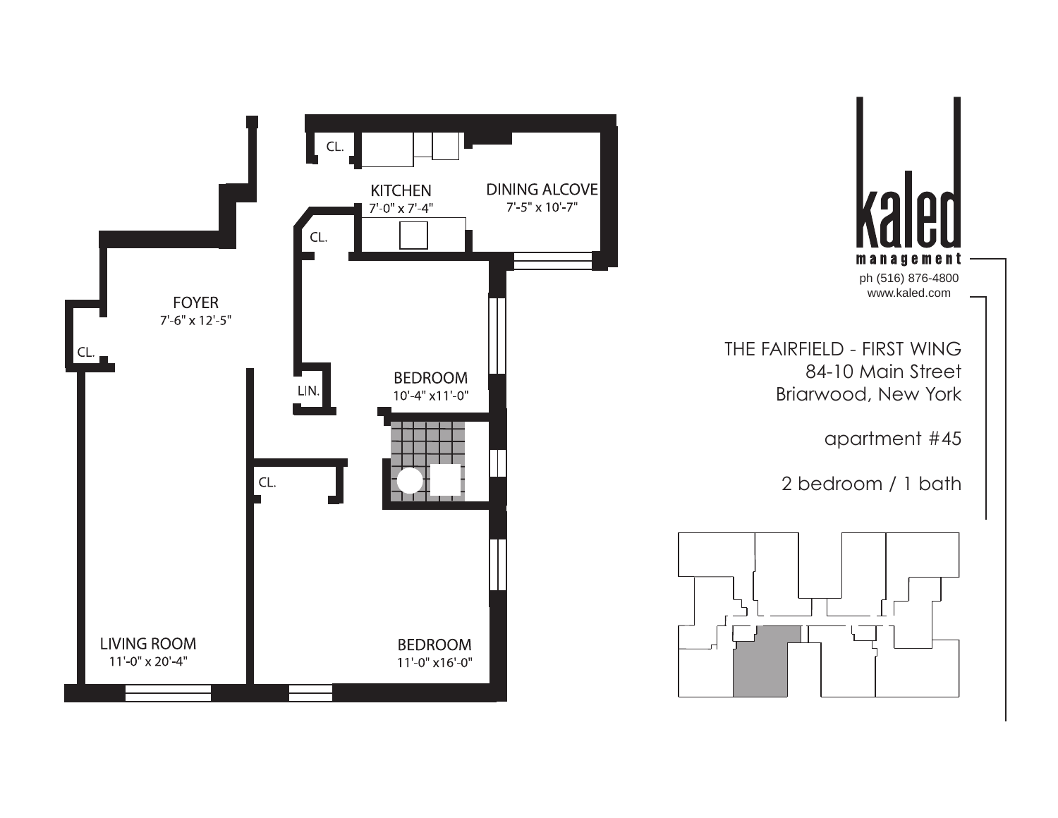CL.

KITCHEN
7'-0" x 7'-4"

DINING ALCOVE
7'-5" x 10'-7"

CL.

FOYER
7'-6" x 12'-5"

CL.

LIN.

BEDROOM
10'-4" x11'-0"

CL.

LIVING ROOM
11'-0" x 20'-4"

BEDROOM
11'-0" x16'-0"

kaled
management

ph (516) 876-4800
www.kaled.com

THE FAIRFIELD - FIRST WING
84-10 Main Street
Briarwood, New York

apartment #45

2 bedroom / 1 bath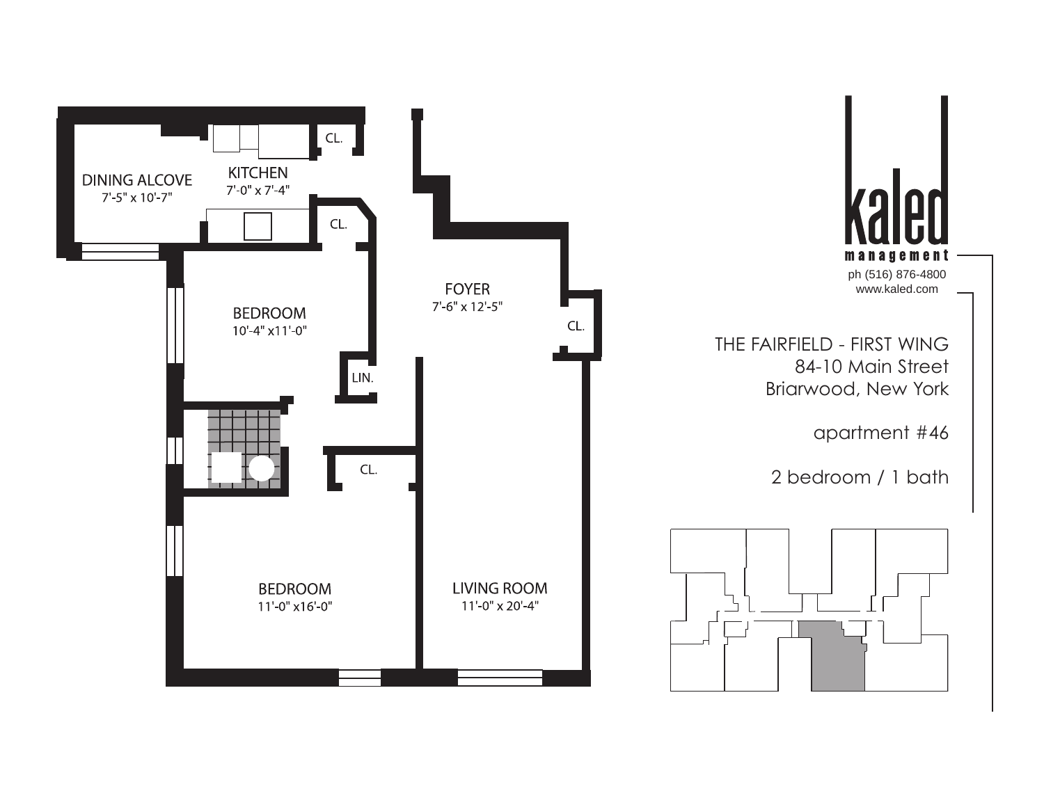DINING ALCOVE
7'-5" x 10'-7"

KITCHEN
7'-0" x 7'-4"

CL.

CL.

FOYER
7'-6" x 12'-5"

CL.

BEDROOM
10'-4" x11'-0"

LIN.

CL.

BEDROOM
11'-0" x16'-0"

LIVING ROOM
11'-0" x 20'-4"

kaled
management
ph (516) 876-4800
www.kaled.com

THE FAIRFIELD - FIRST WING
84-10 Main Street
Briarwood, New York

apartment #46

2 bedroom / 1 bath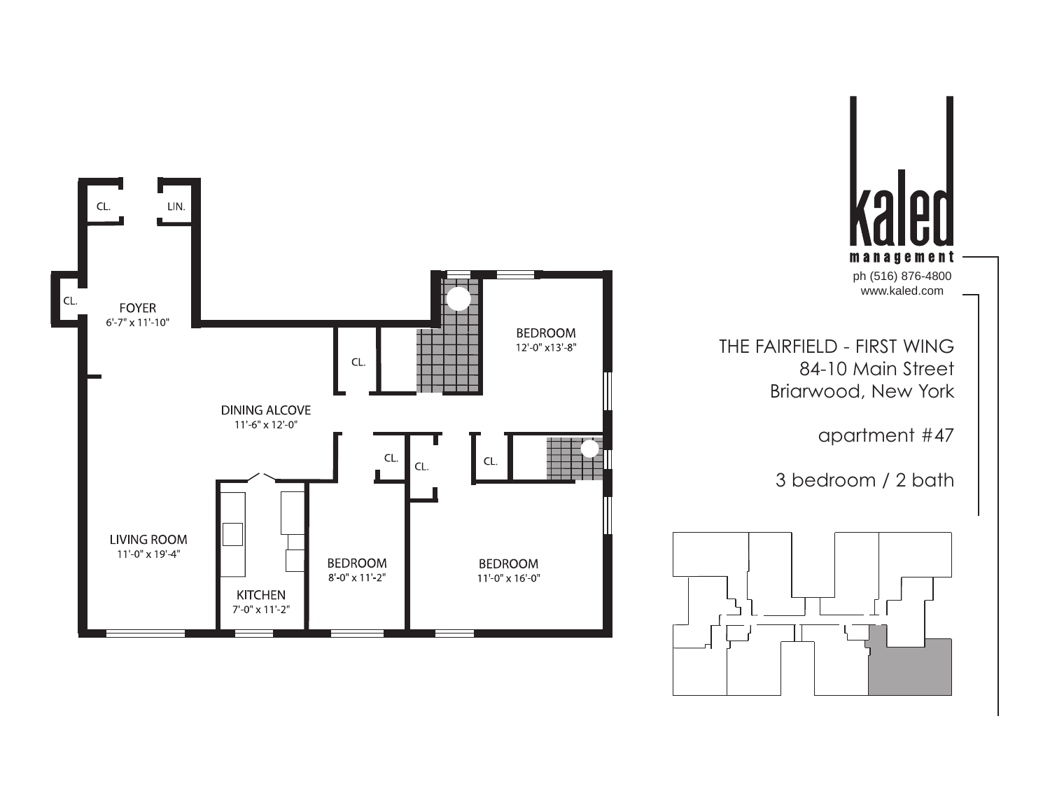kaled management

ph (516) 876-4800
www.kaled.com

THE FAIRFIELD - FIRST WING
84-10 Main Street
Briarwood, New York

apartment #47

3 bedroom / 2 bath

CL.
LIN.
CL.
FOYER
6'-7" x 11'-10"
CL.
BEDROOM
12'-0" x13'-8"
DINING ALCOVE
11'-6" x 12'-0"
CL.
CL.
CL.
LIVING ROOM
11'-0" x 19'-4"
BEDROOM
8'-0" x 11'-2"
BEDROOM
11'-0" x 16'-0"
KITCHEN
7'-0" x 11'-2"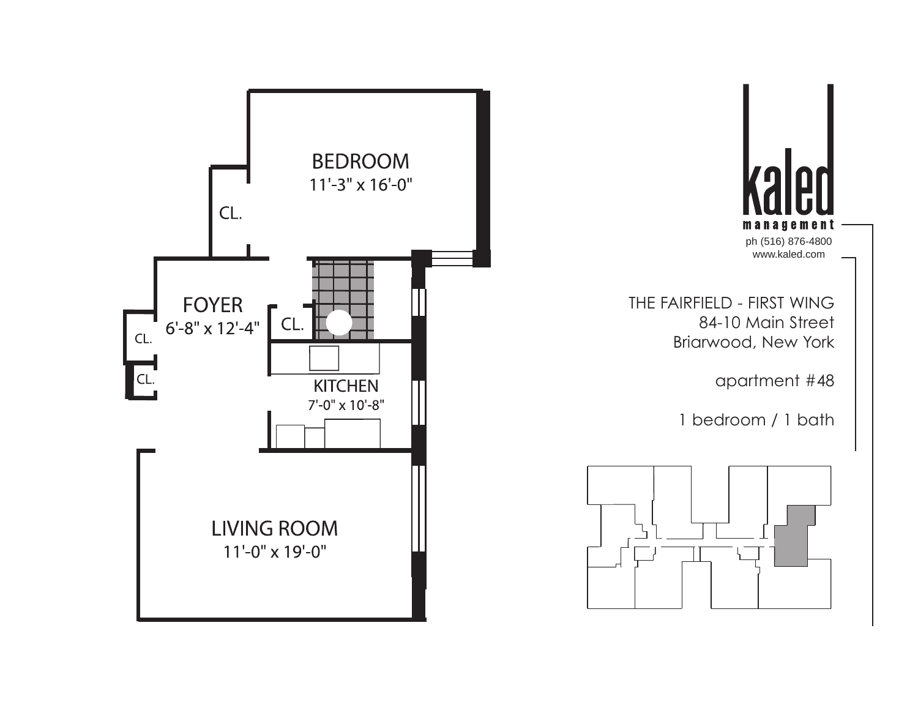BEDROOM
11'-3" x 16'-0"

CL.

FOYER
6'-8" x 12'-4"

CL.

CL.

CL.

KITCHEN
7'-0" x 10'-8"

LIVING ROOM
11'-0" x 19'-0"

kaled
management
ph (516) 876-4800
www.kaled.com

THE FAIRFIELD - FIRST WING
84-10 Main Street
Briarwood, New York

apartment #48

1 bedroom / 1 bath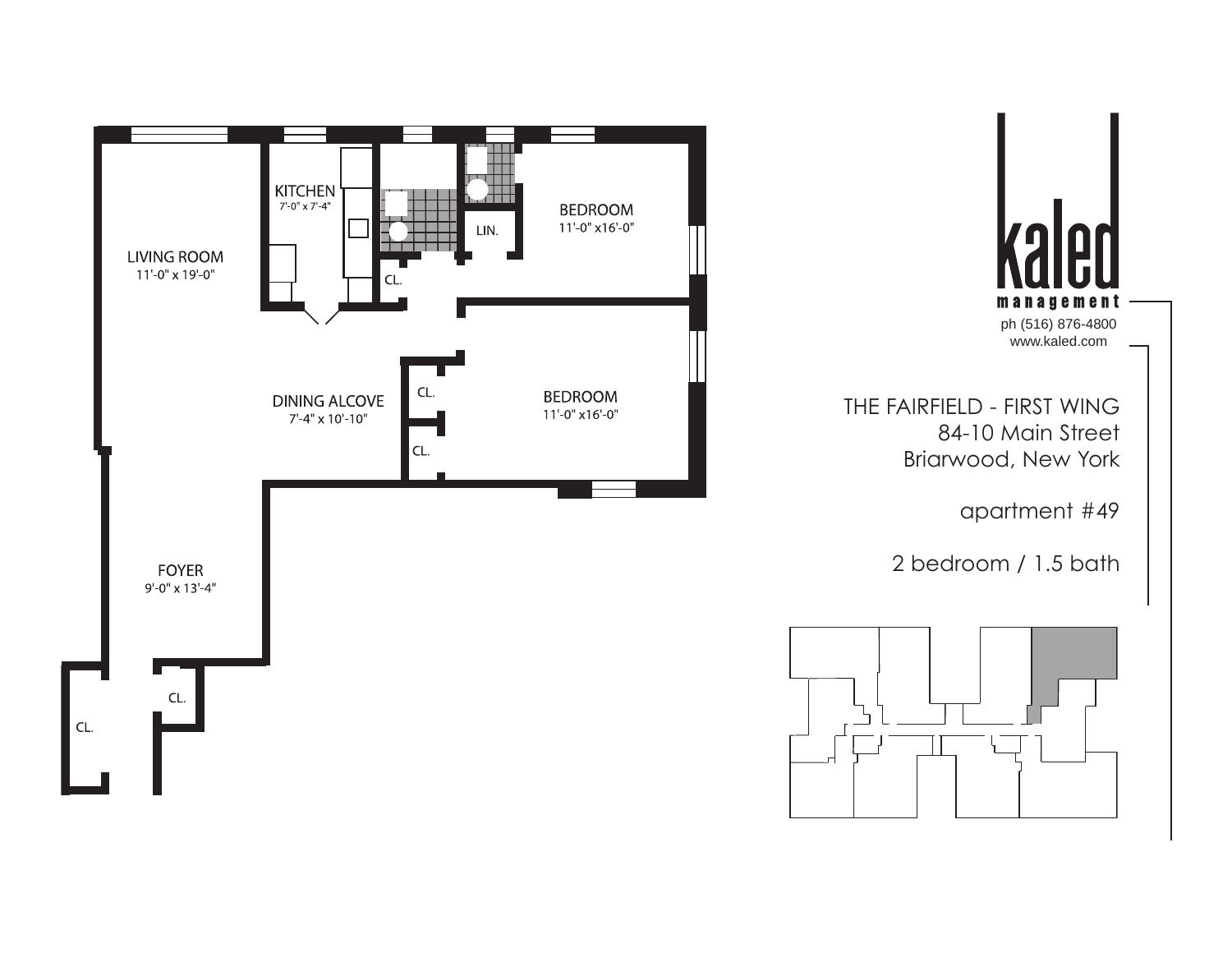KITCHEN
7'-0" x 7'-4"

LIVING ROOM
11'-0" x 19'-0"

CL.

LIN.

BEDROOM
11'-0" x16'-0"

DINING ALCOVE
7'-4" x 10'-10"

CL.

CL.

BEDROOM
11'-0" x16'-0"

FOYER
9'-0" x 13'-4"

CL.

CL.

kaled
management
ph (516) 876-4800
www.kaled.com

THE FAIRFIELD - FIRST WING
84-10 Main Street
Briarwood, New York

apartment #49

2 bedroom / 1.5 bath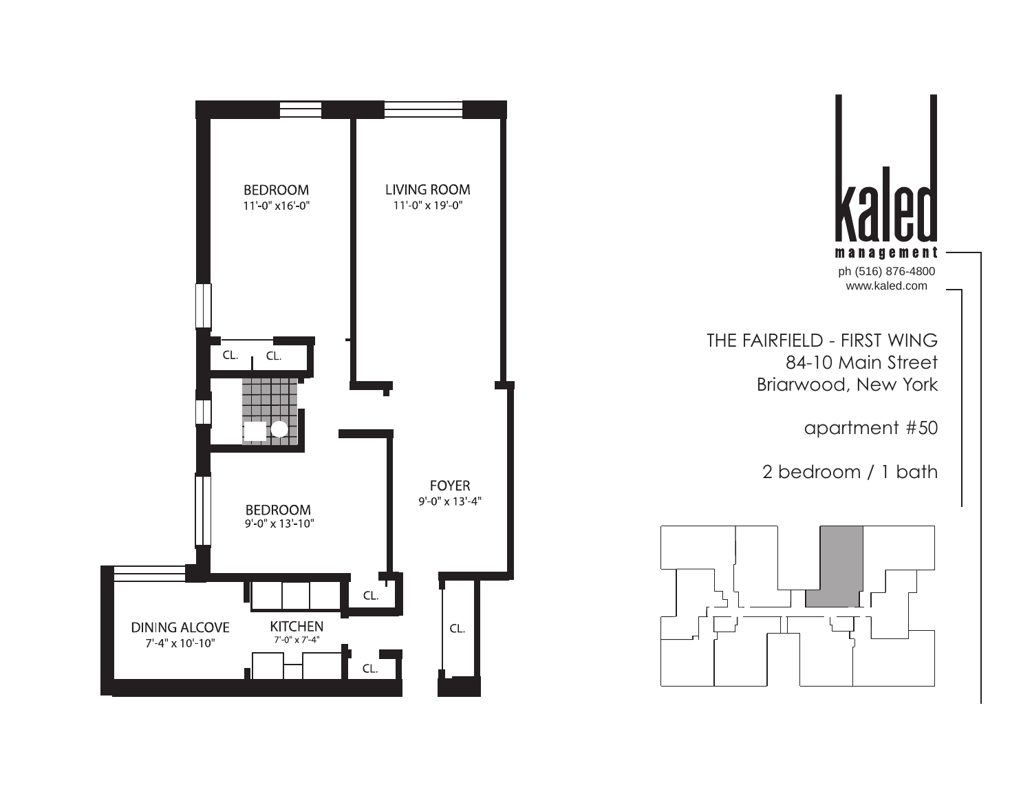BEDROOM
11'-0" x16'-0"

LIVING ROOM
11'-0" x 19'-0"

CL.

CL.

FOYER
9'-0" x 13'-4"

BEDROOM
9'-0" x 13'-10"

CL.

DINING ALCOVE
7'-4" x 10'-10"

KITCHEN
7'-0" x 7'-4"

CL.

CL.

kaled
management
ph (516) 876-4800
www.kaled.com

THE FAIRFIELD - FIRST WING
84-10 Main Street
Briarwood, New York

apartment #50

2 bedroom / 1 bath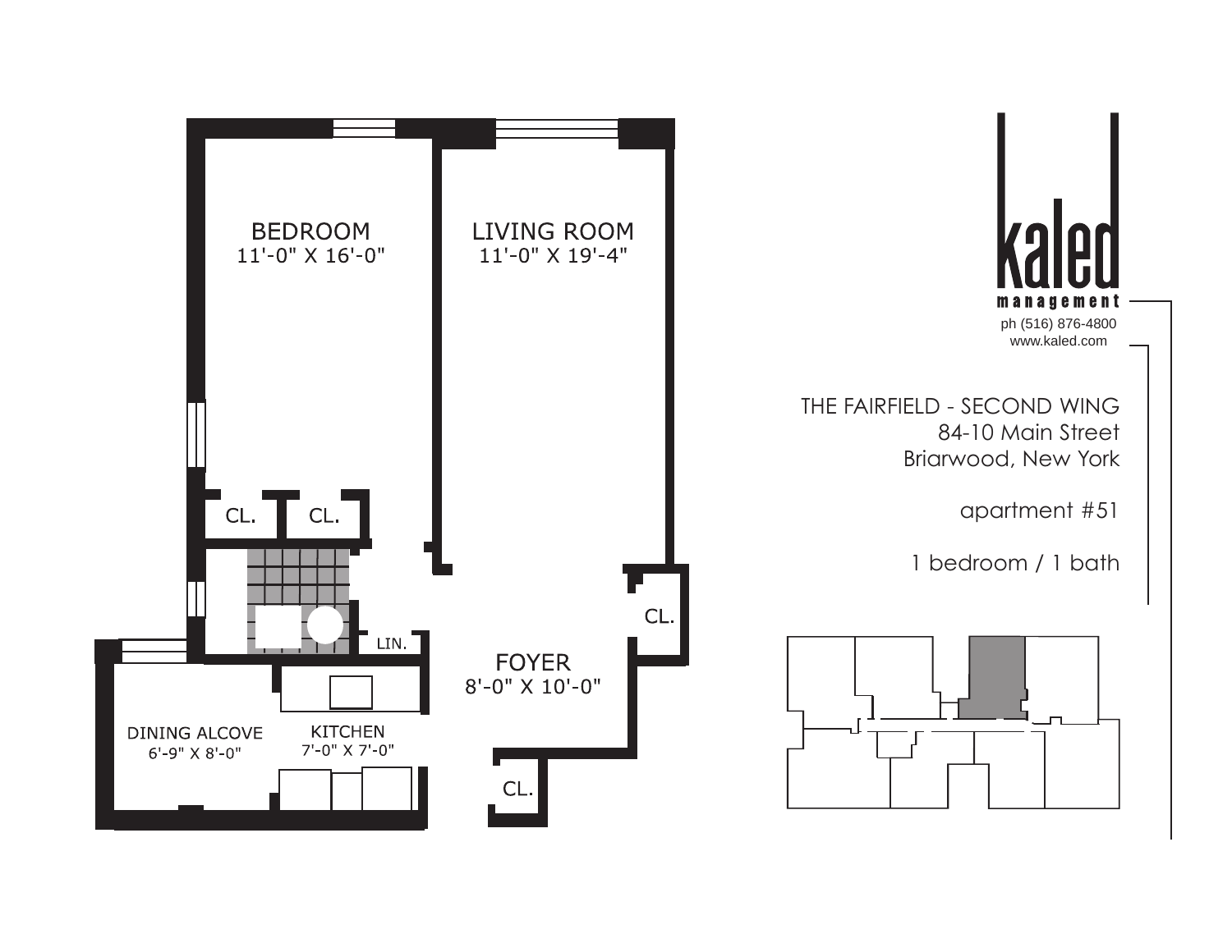BEDROOM
11'-0" X 16'-0"

LIVING ROOM
11'-0" X 19'-4"

CL.

CL.

CL.

LIN.

FOYER
8'-0" X 10'-0"

DINING ALCOVE
6'-9" X 8'-0"

KITCHEN
7'-0" X 7'-0"

CL.

kaled management

ph (516) 876-4800
www.kaled.com

THE FAIRFIELD - SECOND WING
84-10 Main Street
Briarwood, New York

apartment #51

1 bedroom / 1 bath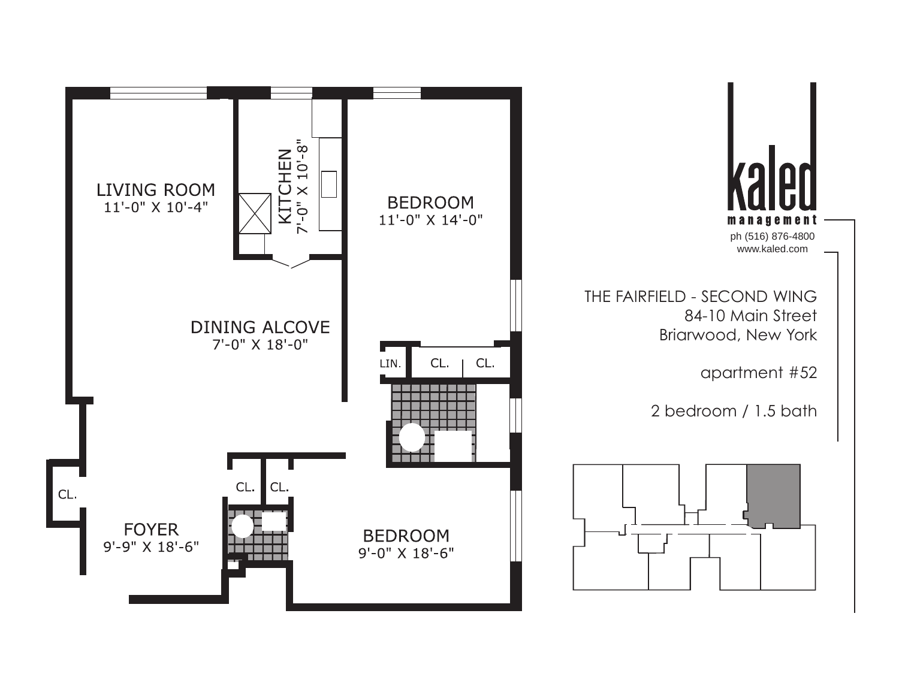LIVING ROOM
11'-0" X 10'-4"

KITCHEN
7'-0" X 10'-8"

BEDROOM
11'-0" X 14'-0"

DINING ALCOVE
7'-0" X 18'-0"

LIN.

CL.

CL.

CL.

CL.

CL.

FOYER
9'-9" X 18'-6"

BEDROOM
9'-0" X 18'-6"

kaled
management

ph (516) 876-4800
www.kaled.com

THE FAIRFIELD - SECOND WING
84-10 Main Street
Briarwood, New York

apartment #52

2 bedroom / 1.5 bath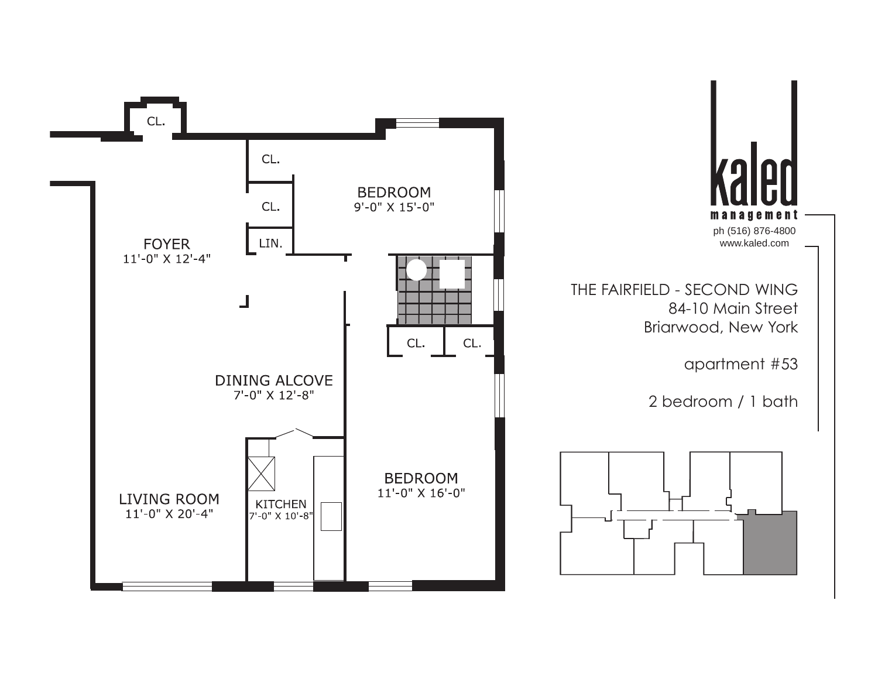**kaled management**

ph (516) 876-4800
www.kaled.com

THE FAIRFIELD - SECOND WING
84-10 Main Street
Briarwood, New York

apartment #53

2 bedroom / 1 bath

CL.

CL.

CL.

LIN.

FOYER
11'-0" X 12'-4"

BEDROOM
9'-0" X 15'-0"

CL.

CL.

DINING ALCOVE
7'-0" X 12'-8"

LIVING ROOM
11'-0" X 20'-4"

KITCHEN
7'-0" X 10'-8"

BEDROOM
11'-0" X 16'-0"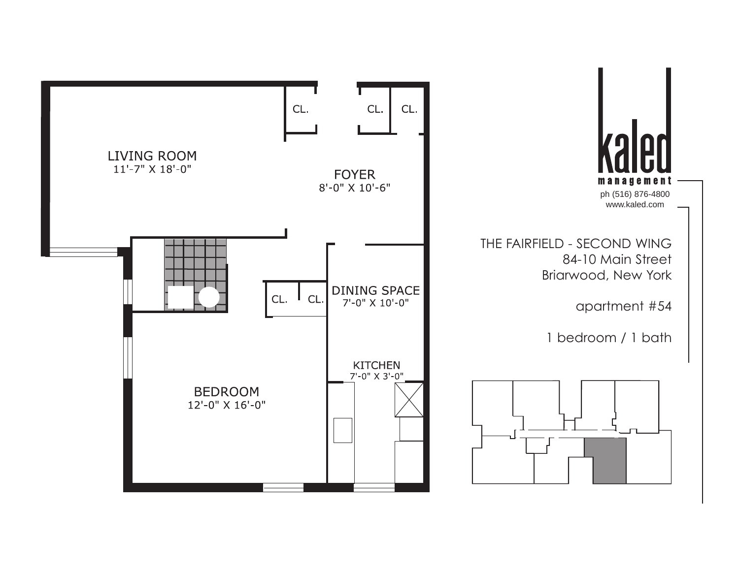LIVING ROOM
11'-7" X 18'-0"

CL.

CL.

CL.

FOYER
8'-0" X 10'-6"

CL.

CL.

DINING SPACE
7'-0" X 10'-0"

KITCHEN
7'-0" X 3'-0"

BEDROOM
12'-0" X 16'-0"

kaled
management
ph (516) 876-4800
www.kaled.com

THE FAIRFIELD - SECOND WING
84-10 Main Street
Briarwood, New York

apartment #54

1 bedroom / 1 bath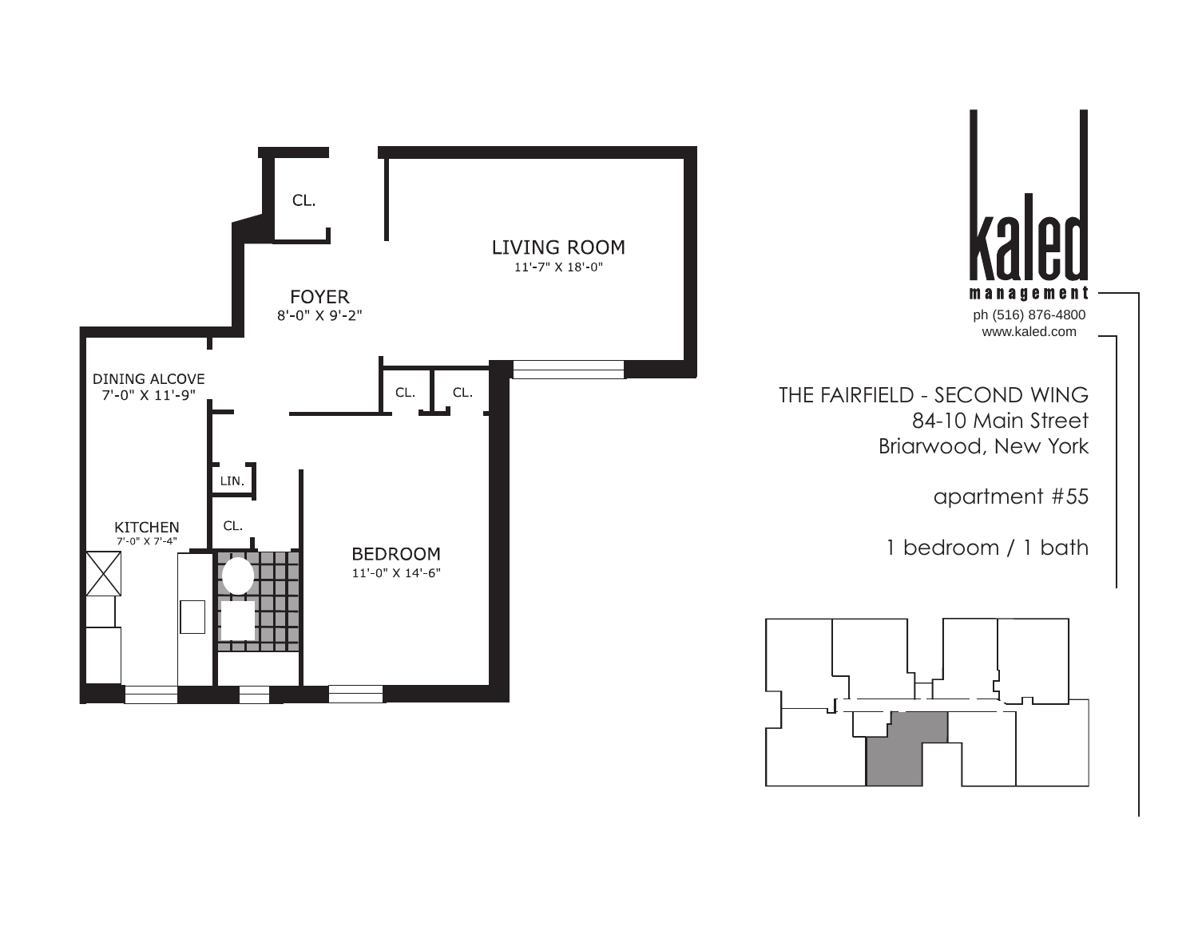CL.

LIVING ROOM
11'-7" X 18'-0"

FOYER
8'-0" X 9'-2"

DINING ALCOVE
7'-0" X 11'-9"

CL. CL.

LIN.

CL.

KITCHEN
7'-0" X 7'-4"

BEDROOM
11'-0" X 14'-6"

**kaled**
**management**
ph (516) 876-4800
www.kaled.com

THE FAIRFIELD - SECOND WING
84-10 Main Street
Briarwood, New York

apartment #55

1 bedroom / 1 bath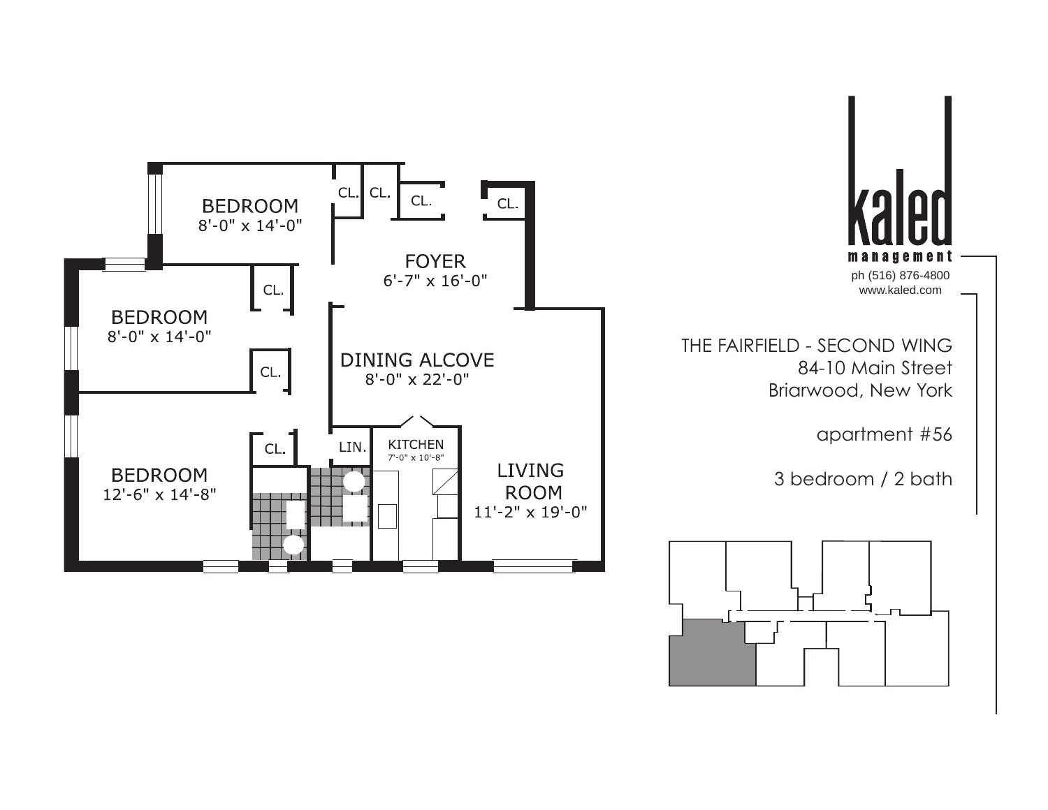BEDROOM
8'-0" x 14'-0"

CL.

CL.

CL.

CL.

FOYER
6'-7" x 16'-0"

CL.

BEDROOM
8'-0" x 14'-0"

CL.

DINING ALCOVE
8'-0" x 22'-0"

CL.

LIN.

KITCHEN
7'-0" x 10'-8"

LIVING ROOM
11'-2" x 19'-0"

BEDROOM
12'-6" x 14'-8"

kaled management
ph (516) 876-4800
www.kaled.com

THE FAIRFIELD - SECOND WING
84-10 Main Street
Briarwood, New York

apartment #56

3 bedroom / 2 bath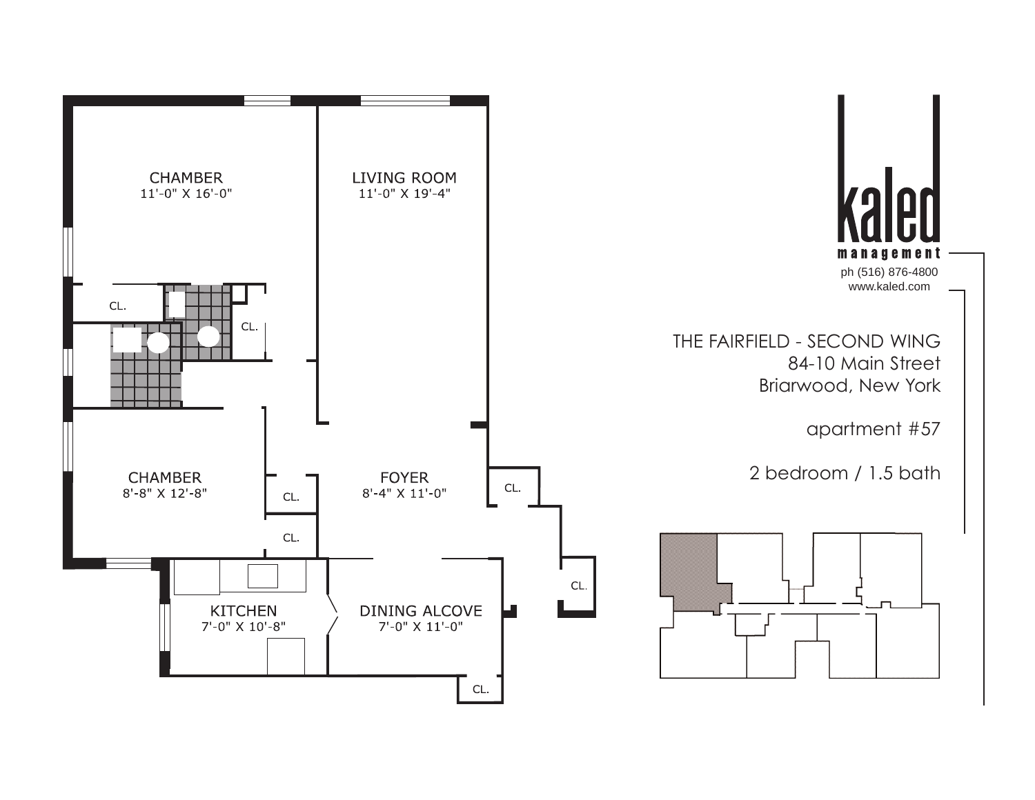CHAMBER
11'-0" X 16'-0"

LIVING ROOM
11'-0" X 19'-4"

CL.

CL.

CHAMBER
8'-8" X 12'-8"

CL.

FOYER
8'-4" X 11'-0"

CL.

CL.

CL.

KITCHEN
7'-0" X 10'-8"

DINING ALCOVE
7'-0" X 11'-0"

CL.

kaled
management

ph (516) 876-4800
www.kaled.com

THE FAIRFIELD - SECOND WING
84-10 Main Street
Briarwood, New York

apartment #57

2 bedroom / 1.5 bath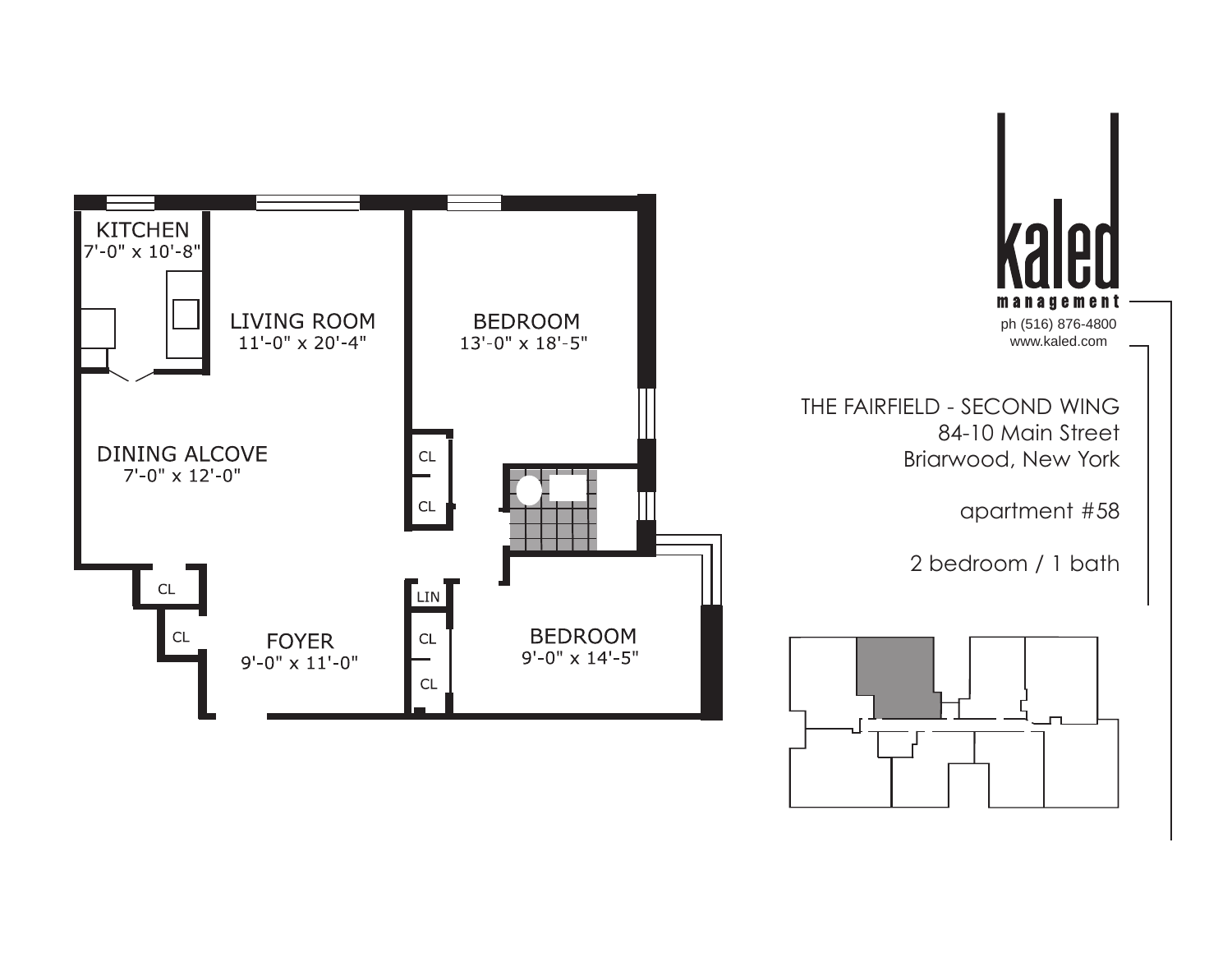KITCHEN
7'-0" x 10'-8"

LIVING ROOM
11'-0" x 20'-4"

BEDROOM
13'-0" x 18'-5"

DINING ALCOVE
7'-0" x 12'-0"

CL

CL

CL

CL

LIN

CL

CL

FOYER
9'-0" x 11'-0"

BEDROOM
9'-0" x 14'-5"

kaled
management
ph (516) 876-4800
www.kaled.com

THE FAIRFIELD - SECOND WING
84-10 Main Street
Briarwood, New York

apartment #58

2 bedroom / 1 bath